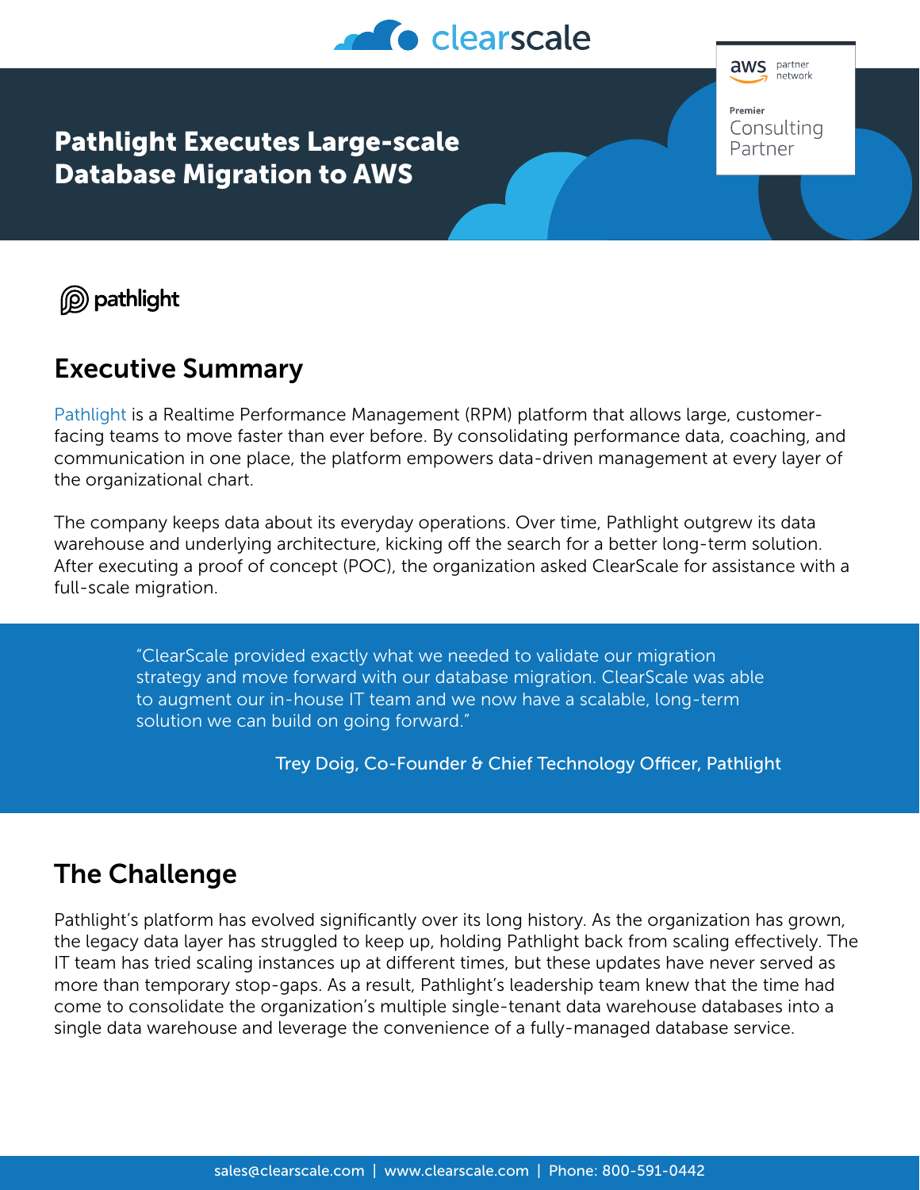# Pathlight Executes Large-scale Database Migration to AWS

## Executive Summary

Pathlight is a Realtime Performance Management (RPM) platform that allows large, customer-facing teams to move faster than ever before. By consolidating performance data, coaching, and communication in one place, the platform empowers data-driven management at every layer of the organizational chart.

The company keeps data about its everyday operations. Over time, Pathlight outgrew its data warehouse and underlying architecture, kicking off the search for a better long-term solution. After executing a proof of concept (POC), the organization asked ClearScale for assistance with a full-scale migration.

> "ClearScale provided exactly what we needed to validate our migration strategy and move forward with our database migration. ClearScale was able to augment our in-house IT team and we now have a scalable, long-term solution we can build on going forward."
>
> Trey Doig, Co-Founder & Chief Technology Officer, Pathlight

## The Challenge

Pathlight's platform has evolved significantly over its long history. As the organization has grown, the legacy data layer has struggled to keep up, holding Pathlight back from scaling effectively. The IT team has tried scaling instances up at different times, but these updates have never served as more than temporary stop-gaps. As a result, Pathlight's leadership team knew that the time had come to consolidate the organization's multiple single-tenant data warehouse databases into a single data warehouse and leverage the convenience of a fully-managed database service.

sales@clearscale.com | www.clearscale.com | Phone: 800-591-0442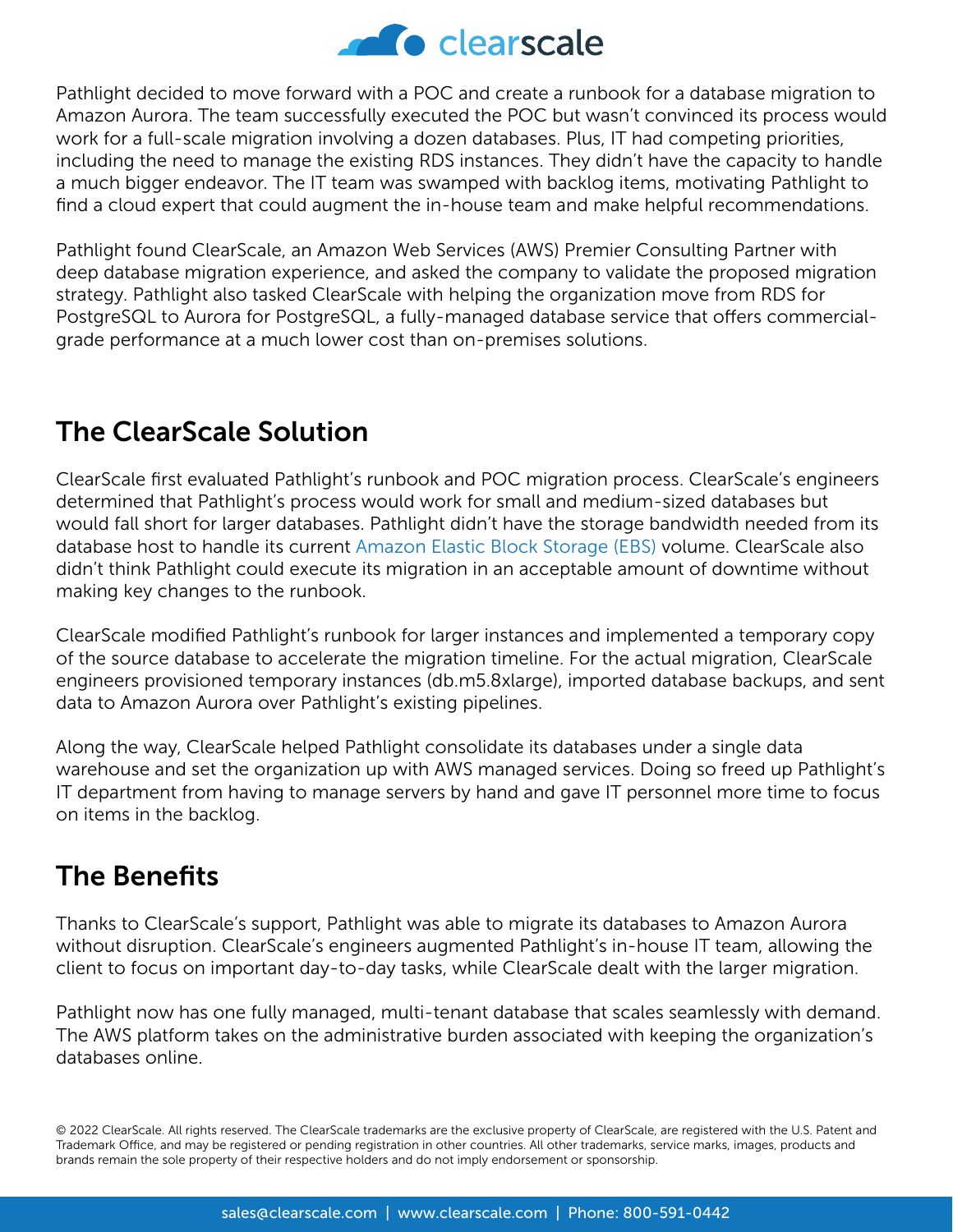Pathlight decided to move forward with a POC and create a runbook for a database migration to Amazon Aurora. The team successfully executed the POC but wasn't convinced its process would work for a full-scale migration involving a dozen databases. Plus, IT had competing priorities, including the need to manage the existing RDS instances. They didn't have the capacity to handle a much bigger endeavor. The IT team was swamped with backlog items, motivating Pathlight to find a cloud expert that could augment the in-house team and make helpful recommendations.

Pathlight found ClearScale, an Amazon Web Services (AWS) Premier Consulting Partner with deep database migration experience, and asked the company to validate the proposed migration strategy. Pathlight also tasked ClearScale with helping the organization move from RDS for PostgreSQL to Aurora for PostgreSQL, a fully-managed database service that offers commercial-grade performance at a much lower cost than on-premises solutions.

## The ClearScale Solution

ClearScale first evaluated Pathlight's runbook and POC migration process. ClearScale's engineers determined that Pathlight's process would work for small and medium-sized databases but would fall short for larger databases. Pathlight didn't have the storage bandwidth needed from its database host to handle its current Amazon Elastic Block Storage (EBS) volume. ClearScale also didn't think Pathlight could execute its migration in an acceptable amount of downtime without making key changes to the runbook.

ClearScale modified Pathlight's runbook for larger instances and implemented a temporary copy of the source database to accelerate the migration timeline. For the actual migration, ClearScale engineers provisioned temporary instances (db.m5.8xlarge), imported database backups, and sent data to Amazon Aurora over Pathlight's existing pipelines.

Along the way, ClearScale helped Pathlight consolidate its databases under a single data warehouse and set the organization up with AWS managed services. Doing so freed up Pathlight's IT department from having to manage servers by hand and gave IT personnel more time to focus on items in the backlog.

## The Benefits

Thanks to ClearScale's support, Pathlight was able to migrate its databases to Amazon Aurora without disruption. ClearScale's engineers augmented Pathlight's in-house IT team, allowing the client to focus on important day-to-day tasks, while ClearScale dealt with the larger migration.

Pathlight now has one fully managed, multi-tenant database that scales seamlessly with demand. The AWS platform takes on the administrative burden associated with keeping the organization's databases online.

© 2022 ClearScale. All rights reserved. The ClearScale trademarks are the exclusive property of ClearScale, are registered with the U.S. Patent and Trademark Office, and may be registered or pending registration in other countries. All other trademarks, service marks, images, products and brands remain the sole property of their respective holders and do not imply endorsement or sponsorship.

sales@clearscale.com | www.clearscale.com | Phone: 800-591-0442